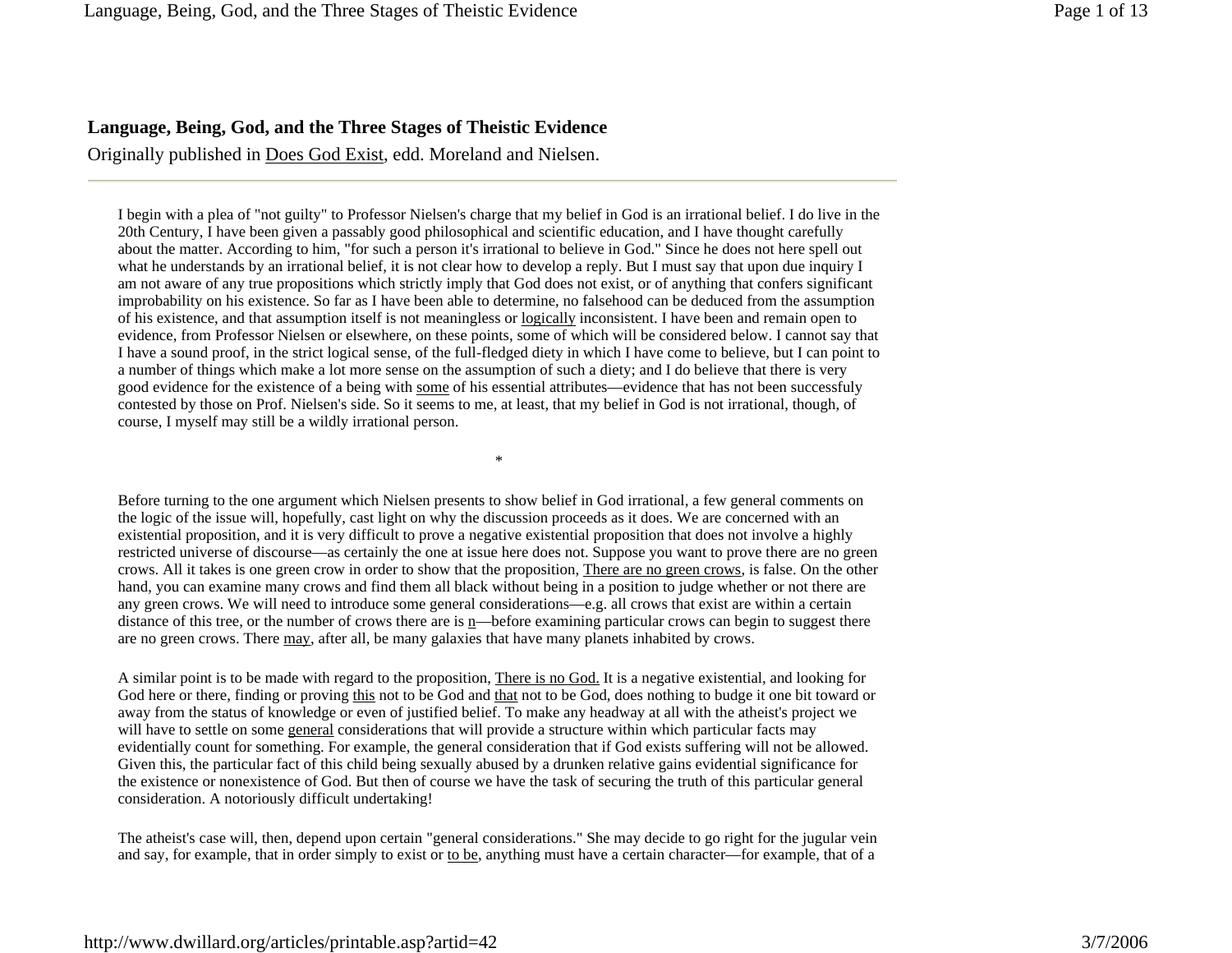**Language, Being, God, and the Three Stages of Theistic Evidence**

Originally published in Does God Exist, edd. Moreland and Nielsen.

---

I begin with a plea of "not guilty" to Professor Nielsen's charge that my belief in God is an irrational belief. I do live in the 20th Century, I have been given a passably good philosophical and scientific education, and I have thought carefully about the matter. According to him, "for such a person it's irrational to believe in God." Since he does not here spell out what he understands by an irrational belief, it is not clear how to develop a reply. But I must say that upon due inquiry I am not aware of any true propositions which strictly imply that God does not exist, or of anything that confers significant improbability on his existence. So far as I have been able to determine, no falsehood can be deduced from the assumption of his existence, and that assumption itself is not meaningless or logically inconsistent. I have been and remain open to evidence, from Professor Nielsen or elsewhere, on these points, some of which will be considered below. I cannot say that I have a sound proof, in the strict logical sense, of the full-fledged diety in which I have come to believe, but I can point to a number of things which make a lot more sense on the assumption of such a diety; and I do believe that there is very good evidence for the existence of a being with some of his essential attributes—evidence that has not been successful contested by those on Prof. Nielsen's side. So it seems to me, at least, that my belief in God is not irrational, though, of course, I myself may still be a wildly irrational person.

*

Before turning to the one argument which Nielsen presents to show belief in God irrational, a few general comments on the logic of the issue will, hopefully, cast light on why the discussion proceeds as it does. We are concerned with an existential proposition, and it is very difficult to prove a negative existential proposition that does not involve a highly restricted universe of discourse—as certainly the one at issue here does not. Suppose you want to prove there are no green crows. All it takes is one green crow in order to show that the proposition, There are no green crows, is false. On the other hand, you can examine many crows and find them all black without being in a position to judge whether or not there are any green crows. We will need to introduce some general considerations—e.g. all crows that exist are within a certain distance of this tree, or the number of crows there are is n—before examining particular crows can begin to suggest there are no green crows. There may, after all, be many galaxies that have many planets inhabited by crows.

A similar point is to be made with regard to the proposition, There is no God. It is a negative existential, and looking for God here or there, finding or proving this not to be God and that not to be God, does nothing to budge it one bit toward or away from the status of knowledge or even of justified belief. To make any headway at all with the atheist's project we will have to settle on some general considerations that will provide a structure within which particular facts may evidentially count for something. For example, the general consideration that if God exists suffering will not be allowed. Given this, the particular fact of this child being sexually abused by a drunken relative gains evidential significance for the existence or nonexistence of God. But then of course we have the task of securing the truth of this particular general consideration. A notoriously difficult undertaking!

The atheist's case will, then, depend upon certain "general considerations." She may decide to go right for the jugular vein and say, for example, that in order simply to exist or to be, anything must have a certain character—for example, that of a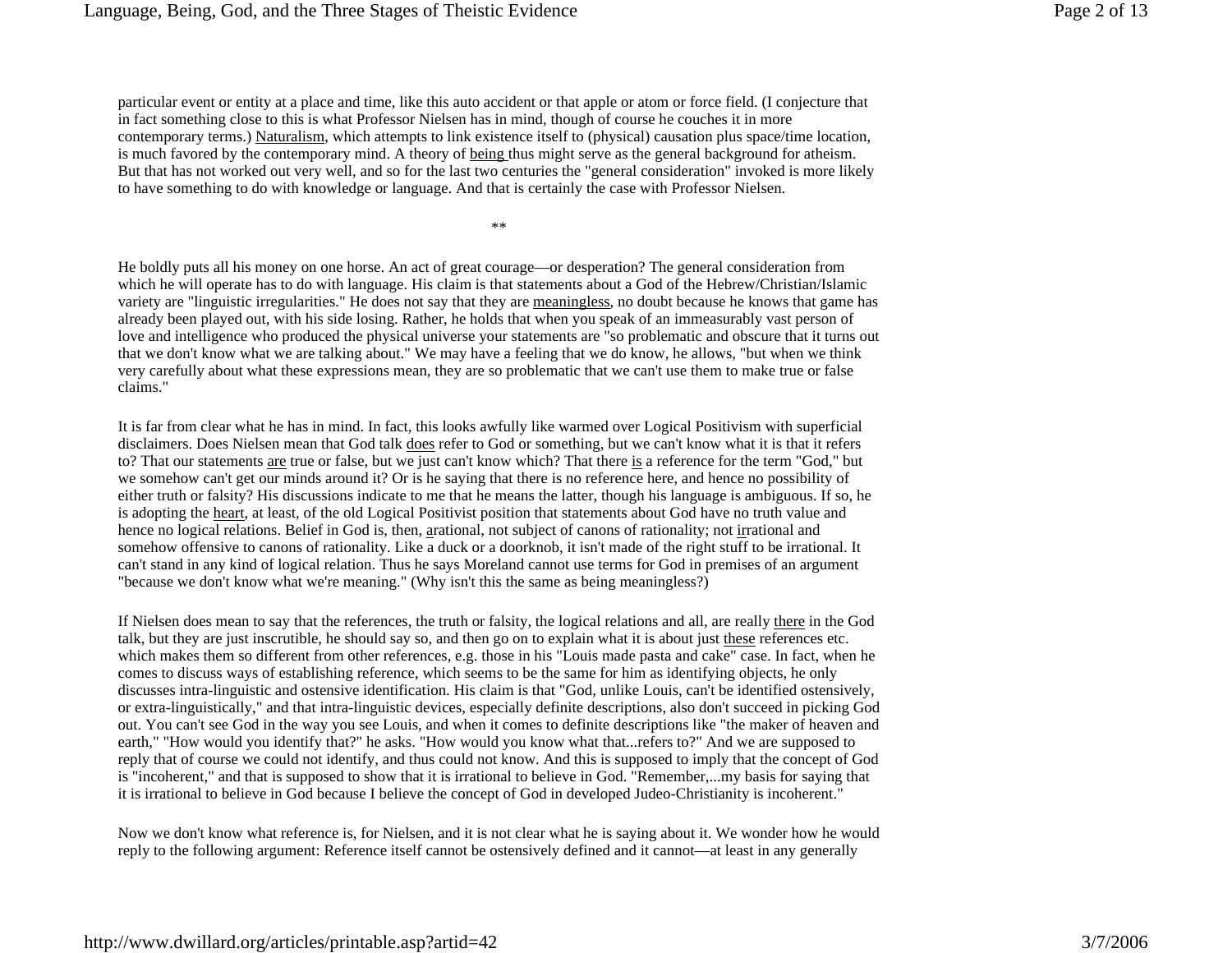particular event or entity at a place and time, like this auto accident or that apple or atom or force field. (I conjecture that in fact something close to this is what Professor Nielsen has in mind, though of course he couches it in more contemporary terms.) Naturalism, which attempts to link existence itself to (physical) causation plus space/time location, is much favored by the contemporary mind. A theory of being thus might serve as the general background for atheism. But that has not worked out very well, and so for the last two centuries the "general consideration" invoked is more likely to have something to do with knowledge or language. And that is certainly the case with Professor Nielsen.

**

He boldly puts all his money on one horse. An act of great courage—or desperation? The general consideration from which he will operate has to do with language. His claim is that statements about a God of the Hebrew/Christian/Islamic variety are "linguistic irregularities." He does not say that they are meaningless, no doubt because he knows that game has already been played out, with his side losing. Rather, he holds that when you speak of an immeasurably vast person of love and intelligence who produced the physical universe your statements are "so problematic and obscure that it turns out that we don't know what we are talking about." We may have a feeling that we do know, he allows, "but when we think very carefully about what these expressions mean, they are so problematic that we can't use them to make true or false claims."

It is far from clear what he has in mind. In fact, this looks awfully like warmed over Logical Positivism with superficial disclaimers. Does Nielsen mean that God talk does refer to God or something, but we can't know what it is that it refers to? That our statements are true or false, but we just can't know which? That there is a reference for the term "God," but we somehow can't get our minds around it? Or is he saying that there is no reference here, and hence no possibility of either truth or falsity? His discussions indicate to me that he means the latter, though his language is ambiguous. If so, he is adopting the heart, at least, of the old Logical Positivist position that statements about God have no truth value and hence no logical relations. Belief in God is, then, arational, not subject of canons of rationality; not irrational and somehow offensive to canons of rationality. Like a duck or a doorknob, it isn't made of the right stuff to be irrational. It can't stand in any kind of logical relation. Thus he says Moreland cannot use terms for God in premises of an argument "because we don't know what we're meaning." (Why isn't this the same as being meaningless?)

If Nielsen does mean to say that the references, the truth or falsity, the logical relations and all, are really there in the God talk, but they are just inscrutible, he should say so, and then go on to explain what it is about just these references etc. which makes them so different from other references, e.g. those in his "Louis made pasta and cake" case. In fact, when he comes to discuss ways of establishing reference, which seems to be the same for him as identifying objects, he only discusses intra-linguistic and ostensive identification. His claim is that "God, unlike Louis, can't be identified ostensively, or extra-linguistically," and that intra-linguistic devices, especially definite descriptions, also don't succeed in picking God out. You can't see God in the way you see Louis, and when it comes to definite descriptions like "the maker of heaven and earth," "How would you identify that?" he asks. "How would you know what that...refers to?" And we are supposed to reply that of course we could not identify, and thus could not know. And this is supposed to imply that the concept of God is "incoherent," and that is supposed to show that it is irrational to believe in God. "Remember,...my basis for saying that it is irrational to believe in God because I believe the concept of God in developed Judeo-Christianity is incoherent."

Now we don't know what reference is, for Nielsen, and it is not clear what he is saying about it. We wonder how he would reply to the following argument: Reference itself cannot be ostensively defined and it cannot—at least in any generally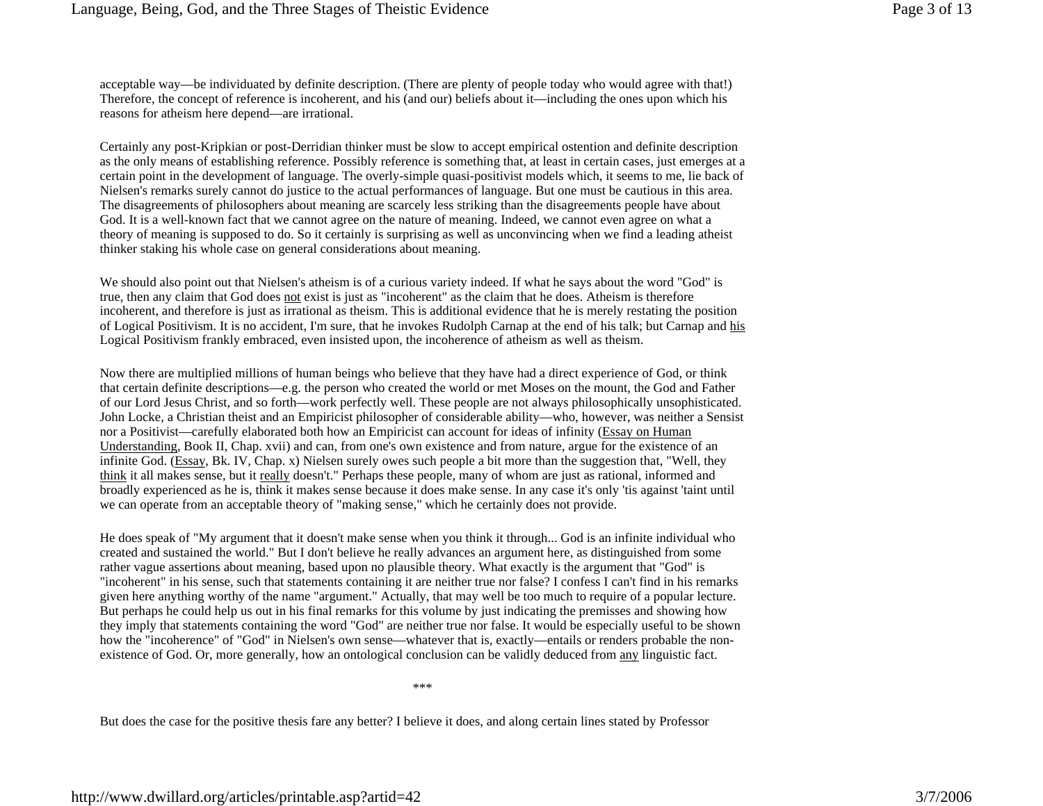acceptable way—be individuated by definite description. (There are plenty of people today who would agree with that!) Therefore, the concept of reference is incoherent, and his (and our) beliefs about it—including the ones upon which his reasons for atheism here depend—are irrational.

Certainly any post-Kripkian or post-Derridian thinker must be slow to accept empirical ostention and definite description as the only means of establishing reference. Possibly reference is something that, at least in certain cases, just emerges at a certain point in the development of language. The overly-simple quasi-positivist models which, it seems to me, lie back of Nielsen's remarks surely cannot do justice to the actual performances of language. But one must be cautious in this area. The disagreements of philosophers about meaning are scarcely less striking than the disagreements people have about God. It is a well-known fact that we cannot agree on the nature of meaning. Indeed, we cannot even agree on what a theory of meaning is supposed to do. So it certainly is surprising as well as unconvincing when we find a leading atheist thinker staking his whole case on general considerations about meaning.

We should also point out that Nielsen's atheism is of a curious variety indeed. If what he says about the word "God" is true, then any claim that God does not exist is just as "incoherent" as the claim that he does. Atheism is therefore incoherent, and therefore is just as irrational as theism. This is additional evidence that he is merely restating the position of Logical Positivism. It is no accident, I'm sure, that he invokes Rudolph Carnap at the end of his talk; but Carnap and his Logical Positivism frankly embraced, even insisted upon, the incoherence of atheism as well as theism.

Now there are multiplied millions of human beings who believe that they have had a direct experience of God, or think that certain definite descriptions—e.g. the person who created the world or met Moses on the mount, the God and Father of our Lord Jesus Christ, and so forth—work perfectly well. These people are not always philosophically unsophisticated. John Locke, a Christian theist and an Empiricist philosopher of considerable ability—who, however, was neither a Sensist nor a Positivist—carefully elaborated both how an Empiricist can account for ideas of infinity (Essay on Human Understanding, Book II, Chap. xvii) and can, from one's own existence and from nature, argue for the existence of an infinite God. (Essay, Bk. IV, Chap. x) Nielsen surely owes such people a bit more than the suggestion that, "Well, they think it all makes sense, but it really doesn't." Perhaps these people, many of whom are just as rational, informed and broadly experienced as he is, think it makes sense because it does make sense. In any case it's only 'tis against 'taint until we can operate from an acceptable theory of "making sense," which he certainly does not provide.

He does speak of "My argument that it doesn't make sense when you think it through... God is an infinite individual who created and sustained the world." But I don't believe he really advances an argument here, as distinguished from some rather vague assertions about meaning, based upon no plausible theory. What exactly is the argument that "God" is "incoherent" in his sense, such that statements containing it are neither true nor false? I confess I can't find in his remarks given here anything worthy of the name "argument." Actually, that may well be too much to require of a popular lecture. But perhaps he could help us out in his final remarks for this volume by just indicating the premisses and showing how they imply that statements containing the word "God" are neither true nor false. It would be especially useful to be shown how the "incoherence" of "God" in Nielsen's own sense—whatever that is, exactly—entails or renders probable the non-existence of God. Or, more generally, how an ontological conclusion can be validly deduced from any linguistic fact.

***

But does the case for the positive thesis fare any better? I believe it does, and along certain lines stated by Professor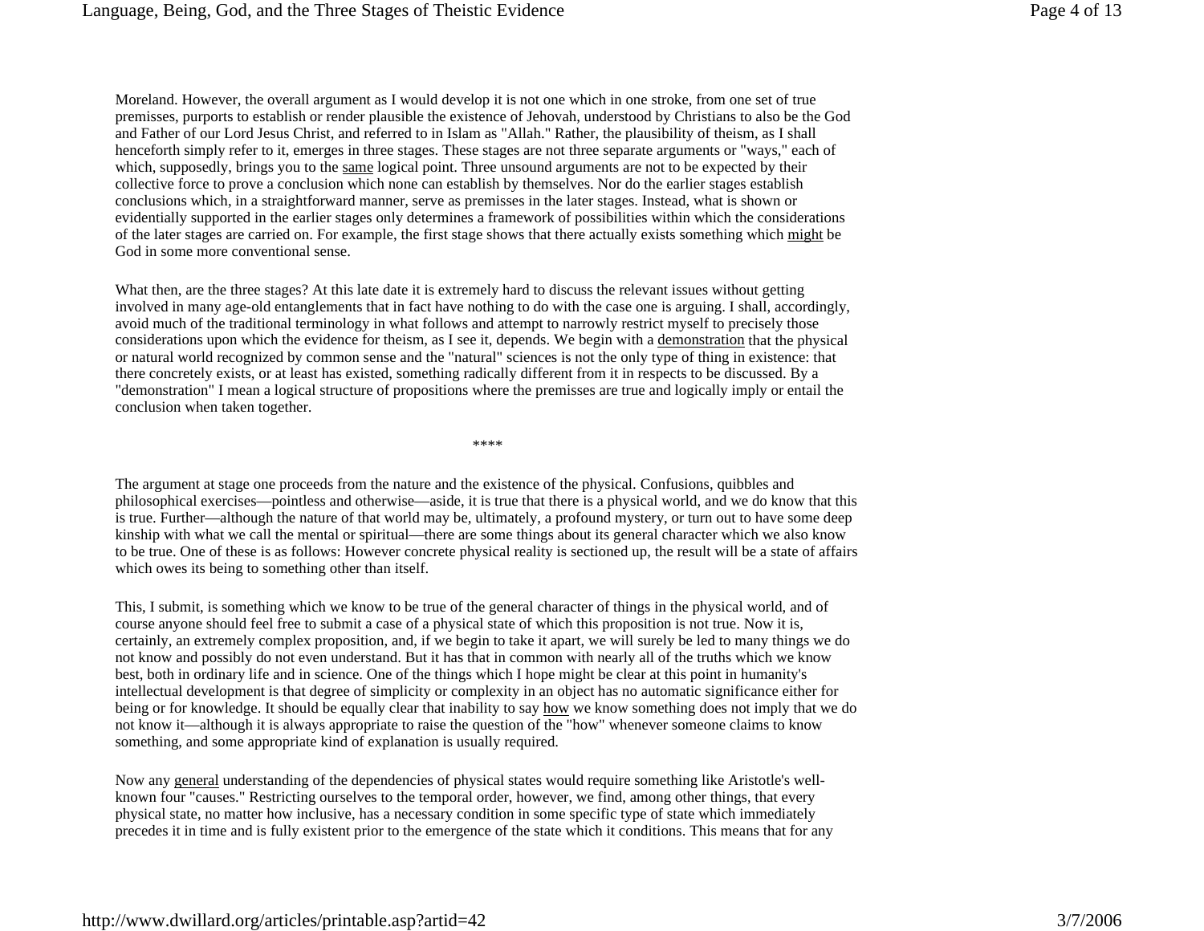Moreland. However, the overall argument as I would develop it is not one which in one stroke, from one set of true premisses, purports to establish or render plausible the existence of Jehovah, understood by Christians to also be the God and Father of our Lord Jesus Christ, and referred to in Islam as "Allah." Rather, the plausibility of theism, as I shall henceforth simply refer to it, emerges in three stages. These stages are not three separate arguments or "ways," each of which, supposedly, brings you to the same logical point. Three unsound arguments are not to be expected by their collective force to prove a conclusion which none can establish by themselves. Nor do the earlier stages establish conclusions which, in a straightforward manner, serve as premisses in the later stages. Instead, what is shown or evidentially supported in the earlier stages only determines a framework of possibilities within which the considerations of the later stages are carried on. For example, the first stage shows that there actually exists something which might be God in some more conventional sense.

What then, are the three stages? At this late date it is extremely hard to discuss the relevant issues without getting involved in many age-old entanglements that in fact have nothing to do with the case one is arguing. I shall, accordingly, avoid much of the traditional terminology in what follows and attempt to narrowly restrict myself to precisely those considerations upon which the evidence for theism, as I see it, depends. We begin with a demonstration that the physical or natural world recognized by common sense and the "natural" sciences is not the only type of thing in existence: that there concretely exists, or at least has existed, something radically different from it in respects to be discussed. By a "demonstration" I mean a logical structure of propositions where the premisses are true and logically imply or entail the conclusion when taken together.

****

The argument at stage one proceeds from the nature and the existence of the physical. Confusions, quibbles and philosophical exercises—pointless and otherwise—aside, it is true that there is a physical world, and we do know that this is true. Further—although the nature of that world may be, ultimately, a profound mystery, or turn out to have some deep kinship with what we call the mental or spiritual—there are some things about its general character which we also know to be true. One of these is as follows: However concrete physical reality is sectioned up, the result will be a state of affairs which owes its being to something other than itself.

This, I submit, is something which we know to be true of the general character of things in the physical world, and of course anyone should feel free to submit a case of a physical state of which this proposition is not true. Now it is, certainly, an extremely complex proposition, and, if we begin to take it apart, we will surely be led to many things we do not know and possibly do not even understand. But it has that in common with nearly all of the truths which we know best, both in ordinary life and in science. One of the things which I hope might be clear at this point in humanity's intellectual development is that degree of simplicity or complexity in an object has no automatic significance either for being or for knowledge. It should be equally clear that inability to say how we know something does not imply that we do not know it—although it is always appropriate to raise the question of the "how" whenever someone claims to know something, and some appropriate kind of explanation is usually required.

Now any general understanding of the dependencies of physical states would require something like Aristotle's well-known four "causes." Restricting ourselves to the temporal order, however, we find, among other things, that every physical state, no matter how inclusive, has a necessary condition in some specific type of state which immediately precedes it in time and is fully existent prior to the emergence of the state which it conditions. This means that for any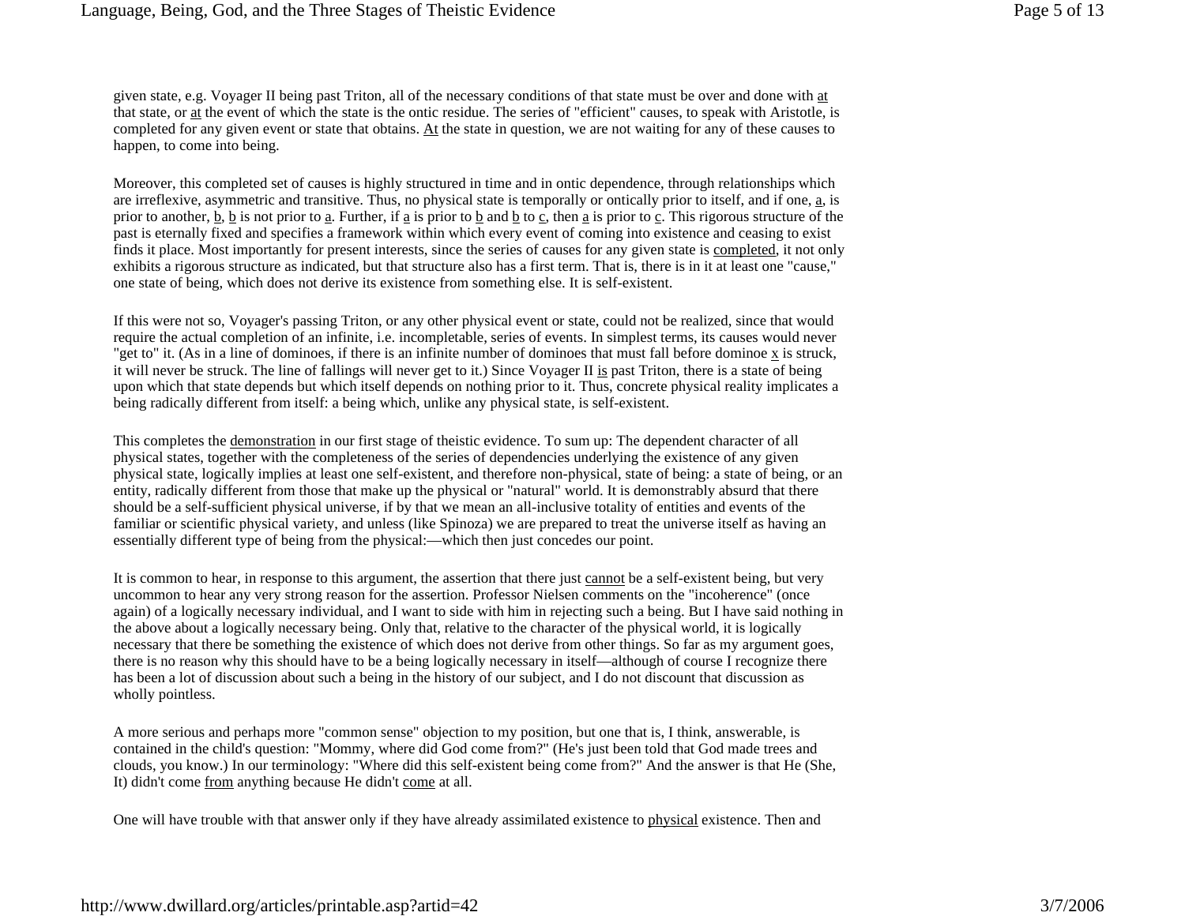given state, e.g. Voyager II being past Triton, all of the necessary conditions of that state must be over and done with at that state, or at the event of which the state is the ontic residue. The series of "efficient" causes, to speak with Aristotle, is completed for any given event or state that obtains. At the state in question, we are not waiting for any of these causes to happen, to come into being.

Moreover, this completed set of causes is highly structured in time and in ontic dependence, through relationships which are irreflexive, asymmetric and transitive. Thus, no physical state is temporally or ontically prior to itself, and if one, a, is prior to another, b, b is not prior to a. Further, if a is prior to b and b to c, then a is prior to c. This rigorous structure of the past is eternally fixed and specifies a framework within which every event of coming into existence and ceasing to exist finds it place. Most importantly for present interests, since the series of causes for any given state is completed, it not only exhibits a rigorous structure as indicated, but that structure also has a first term. That is, there is in it at least one "cause," one state of being, which does not derive its existence from something else. It is self-existent.

If this were not so, Voyager's passing Triton, or any other physical event or state, could not be realized, since that would require the actual completion of an infinite, i.e. incompletable, series of events. In simplest terms, its causes would never "get to" it. (As in a line of dominoes, if there is an infinite number of dominoes that must fall before domino x is struck, it will never be struck. The line of fallings will never get to it.) Since Voyager II is past Triton, there is a state of being upon which that state depends but which itself depends on nothing prior to it. Thus, concrete physical reality implicates a being radically different from itself: a being which, unlike any physical state, is self-existent.

This completes the demonstration in our first stage of theistic evidence. To sum up: The dependent character of all physical states, together with the completeness of the series of dependencies underlying the existence of any given physical state, logically implies at least one self-existent, and therefore non-physical, state of being: a state of being, or an entity, radically different from those that make up the physical or "natural" world. It is demonstrably absurd that there should be a self-sufficient physical universe, if by that we mean an all-inclusive totality of entities and events of the familiar or scientific physical variety, and unless (like Spinoza) we are prepared to treat the universe itself as having an essentially different type of being from the physical:—which then just concedes our point.

It is common to hear, in response to this argument, the assertion that there just cannot be a self-existent being, but very uncommon to hear any very strong reason for the assertion. Professor Nielsen comments on the "incoherence" (once again) of a logically necessary individual, and I want to side with him in rejecting such a being. But I have said nothing in the above about a logically necessary being. Only that, relative to the character of the physical world, it is logically necessary that there be something the existence of which does not derive from other things. So far as my argument goes, there is no reason why this should have to be a being logically necessary in itself—although of course I recognize there has been a lot of discussion about such a being in the history of our subject, and I do not discount that discussion as wholly pointless.

A more serious and perhaps more "common sense" objection to my position, but one that is, I think, answerable, is contained in the child's question: "Mommy, where did God come from?" (He's just been told that God made trees and clouds, you know.) In our terminology: "Where did this self-existent being come from?" And the answer is that He (She, It) didn't come from anything because He didn't come at all.

One will have trouble with that answer only if they have already assimilated existence to physical existence. Then and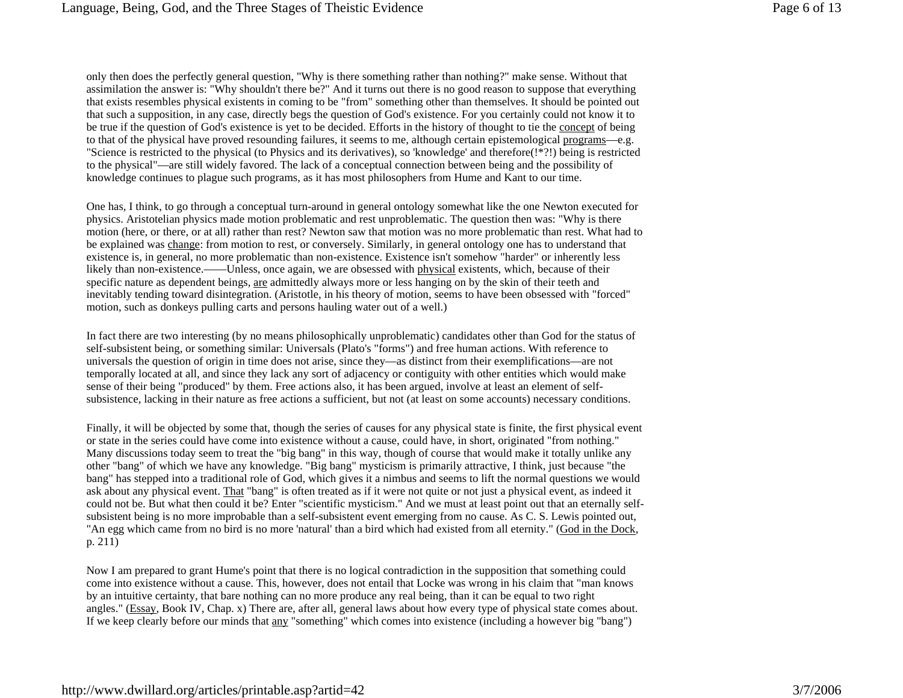only then does the perfectly general question, "Why is there something rather than nothing?" make sense. Without that assimilation the answer is: "Why shouldn't there be?" And it turns out there is no good reason to suppose that everything that exists resembles physical existents in coming to be "from" something other than themselves. It should be pointed out that such a supposition, in any case, directly begs the question of God's existence. For you certainly could not know it to be true if the question of God's existence is yet to be decided. Efforts in the history of thought to tie the concept of being to that of the physical have proved resounding failures, it seems to me, although certain epistemological programs—e.g. "Science is restricted to the physical (to Physics and its derivatives), so 'knowledge' and therefore(!*?!) being is restricted to the physical"—are still widely favored. The lack of a conceptual connection between being and the possibility of knowledge continues to plague such programs, as it has most philosophers from Hume and Kant to our time.

One has, I think, to go through a conceptual turn-around in general ontology somewhat like the one Newton executed for physics. Aristotelian physics made motion problematic and rest unproblematic. The question then was: "Why is there motion (here, or there, or at all) rather than rest? Newton saw that motion was no more problematic than rest. What had to be explained was change: from motion to rest, or conversely. Similarly, in general ontology one has to understand that existence is, in general, no more problematic than non-existence. Existence isn't somehow "harder" or inherently less likely than non-existence.——Unless, once again, we are obsessed with physical existents, which, because of their specific nature as dependent beings, are admittedly always more or less hanging on by the skin of their teeth and inevitably tending toward disintegration. (Aristotle, in his theory of motion, seems to have been obsessed with "forced" motion, such as donkeys pulling carts and persons hauling water out of a well.)

In fact there are two interesting (by no means philosophically unproblematic) candidates other than God for the status of self-subsistent being, or something similar: Universals (Plato's "forms") and free human actions. With reference to universals the question of origin in time does not arise, since they—as distinct from their exemplifications—are not temporally located at all, and since they lack any sort of adjacency or contiguity with other entities which would make sense of their being "produced" by them. Free actions also, it has been argued, involve at least an element of self-subsistence, lacking in their nature as free actions a sufficient, but not (at least on some accounts) necessary conditions.

Finally, it will be objected by some that, though the series of causes for any physical state is finite, the first physical event or state in the series could have come into existence without a cause, could have, in short, originated "from nothing." Many discussions today seem to treat the "big bang" in this way, though of course that would make it totally unlike any other "bang" of which we have any knowledge. "Big bang" mysticism is primarily attractive, I think, just because "the bang" has stepped into a traditional role of God, which gives it a nimbus and seems to lift the normal questions we would ask about any physical event. That "bang" is often treated as if it were not quite or not just a physical event, as indeed it could not be. But what then could it be? Enter "scientific mysticism." And we must at least point out that an eternally self-subsistent being is no more improbable than a self-subsistent event emerging from no cause. As C. S. Lewis pointed out, "An egg which came from no bird is no more 'natural' than a bird which had existed from all eternity." (God in the Dock, p. 211)

Now I am prepared to grant Hume's point that there is no logical contradiction in the supposition that something could come into existence without a cause. This, however, does not entail that Locke was wrong in his claim that "man knows by an intuitive certainty, that bare nothing can no more produce any real being, than it can be equal to two right angles." (Essay, Book IV, Chap. x) There are, after all, general laws about how every type of physical state comes about. If we keep clearly before our minds that any "something" which comes into existence (including a however big "bang")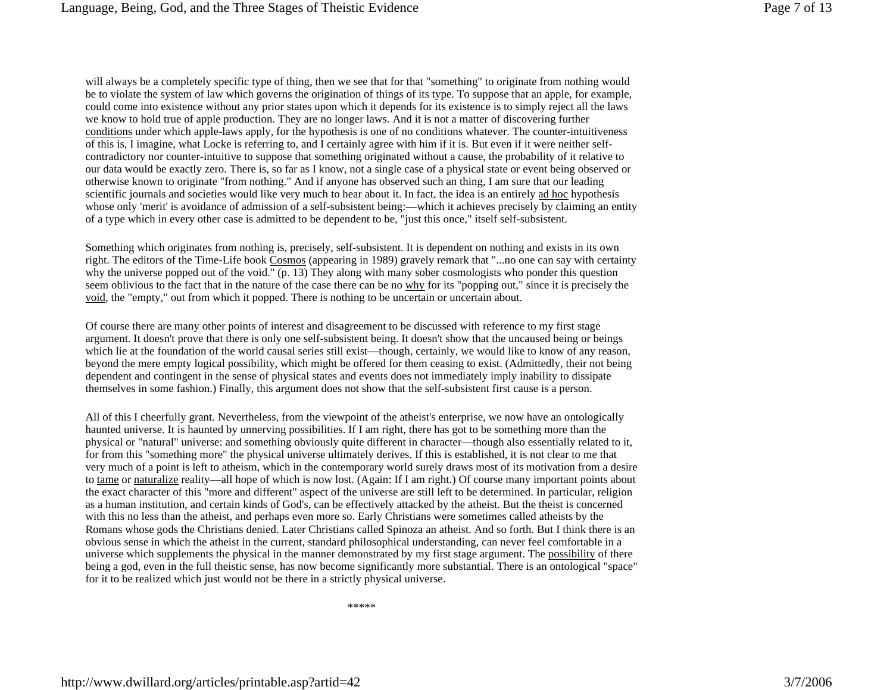will always be a completely specific type of thing, then we see that for that "something" to originate from nothing would be to violate the system of law which governs the origination of things of its type. To suppose that an apple, for example, could come into existence without any prior states upon which it depends for its existence is to simply reject all the laws we know to hold true of apple production. They are no longer laws. And it is not a matter of discovering further conditions under which apple-laws apply, for the hypothesis is one of no conditions whatever. The counter-intuitiveness of this is, I imagine, what Locke is referring to, and I certainly agree with him if it is. But even if it were neither self-contradictory nor counter-intuitive to suppose that something originated without a cause, the probability of it relative to our data would be exactly zero. There is, so far as I know, not a single case of a physical state or event being observed or otherwise known to originate "from nothing." And if anyone has observed such an thing, I am sure that our leading scientific journals and societies would like very much to hear about it. In fact, the idea is an entirely ad hoc hypothesis whose only 'merit' is avoidance of admission of a self-subsistent being:—which it achieves precisely by claiming an entity of a type which in every other case is admitted to be dependent to be, "just this once," itself self-subsistent.

Something which originates from nothing is, precisely, self-subsistent. It is dependent on nothing and exists in its own right. The editors of the Time-Life book Cosmos (appearing in 1989) gravely remark that "...no one can say with certainty why the universe popped out of the void." (p. 13) They along with many sober cosmologists who ponder this question seem oblivious to the fact that in the nature of the case there can be no why for its "popping out," since it is precisely the void, the "empty," out from which it popped. There is nothing to be uncertain or uncertain about.

Of course there are many other points of interest and disagreement to be discussed with reference to my first stage argument. It doesn't prove that there is only one self-subsistent being. It doesn't show that the uncaused being or beings which lie at the foundation of the world causal series still exist—though, certainly, we would like to know of any reason, beyond the mere empty logical possibility, which might be offered for them ceasing to exist. (Admittedly, their not being dependent and contingent in the sense of physical states and events does not immediately imply inability to dissipate themselves in some fashion.) Finally, this argument does not show that the self-subsistent first cause is a person.

All of this I cheerfully grant. Nevertheless, from the viewpoint of the atheist's enterprise, we now have an ontologically haunted universe. It is haunted by unnerving possibilities. If I am right, there has got to be something more than the physical or "natural" universe: and something obviously quite different in character—though also essentially related to it, for from this "something more" the physical universe ultimately derives. If this is established, it is not clear to me that very much of a point is left to atheism, which in the contemporary world surely draws most of its motivation from a desire to tame or naturalize reality—all hope of which is now lost. (Again: If I am right.) Of course many important points about the exact character of this "more and different" aspect of the universe are still left to be determined. In particular, religion as a human institution, and certain kinds of God's, can be effectively attacked by the atheist. But the theist is concerned with this no less than the atheist, and perhaps even more so. Early Christians were sometimes called atheists by the Romans whose gods the Christians denied. Later Christians called Spinoza an atheist. And so forth. But I think there is an obvious sense in which the atheist in the current, standard philosophical understanding, can never feel comfortable in a universe which supplements the physical in the manner demonstrated by my first stage argument. The possibility of there being a god, even in the full theistic sense, has now become significantly more substantial. There is an ontological "space" for it to be realized which just would not be there in a strictly physical universe.

*****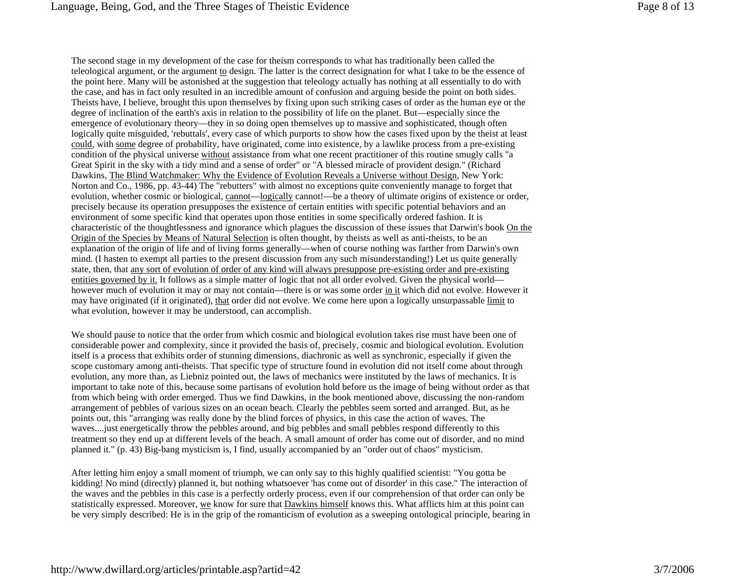The second stage in my development of the case for theism corresponds to what has traditionally been called the teleological argument, or the argument <u>to</u> design. The latter is the correct designation for what I take to be the essence of the point here. Many will be astonished at the suggestion that teleology actually has nothing at all essentially to do with the case, and has in fact only resulted in an incredible amount of confusion and arguing beside the point on both sides. Theists have, I believe, brought this upon themselves by fixing upon such striking cases of order as the human eye or the degree of inclination of the earth's axis in relation to the possibility of life on the planet. But—especially since the emergence of evolutionary theory—they in so doing open themselves up to massive and sophisticated, though often logically quite misguided, 'rebuttals', every case of which purports to show how the cases fixed upon by the theist at least <u>could</u>, with <u>some</u> degree of probability, have originated, come into existence, by a lawlike process from a pre-existing condition of the physical universe <u>without</u> assistance from what one recent practitioner of this routine smugly calls "a Great Spirit in the sky with a tidy mind and a sense of order" or "A blessed miracle of provident design." (Richard Dawkins, <u>The Blind Watchmaker: Why the Evidence of Evolution Reveals a Universe without Design</u>, New York: Norton and Co., 1986, pp. 43-44) The "rebutters" with almost no exceptions quite conveniently manage to forget that evolution, whether cosmic or biological, <u>cannot</u>—<u>logically</u> cannot!—be a theory of ultimate origins of existence or order, precisely because its operation presupposes the existence of certain entities with specific potential behaviors and an environment of some specific kind that operates upon those entities in some specifically ordered fashion. It is characteristic of the thoughtlessness and ignorance which plagues the discussion of these issues that Darwin's book <u>On the Origin of the Species by Means of Natural Selection</u> is often thought, by theists as well as anti-theists, to be an explanation of the origin of life and of living forms generally—when of course nothing was farther from Darwin's own mind. (I hasten to exempt all parties to the present discussion from any such misunderstanding!) Let us quite generally state, then, that <u>any sort of evolution of order of any kind will always presuppose pre-existing order and pre-existing entities governed by it.</u> It follows as a simple matter of logic that not all order evolved. Given the physical world—however much of evolution it may or may not contain—there is or was some order <u>in it</u> which did not evolve. However it may have originated (if it originated), <u>that</u> order did not evolve. We come here upon a logically unsurpassable <u>limit</u> to what evolution, however it may be understood, can accomplish.

We should pause to notice that the order from which cosmic and biological evolution takes rise must have been one of considerable power and complexity, since it provided the basis of, precisely, cosmic and biological evolution. Evolution itself is a process that exhibits order of stunning dimensions, diachronic as well as synchronic, especially if given the scope customary among anti-theists. That specific type of structure found in evolution did not itself come about through evolution, any more than, as Liebniz pointed out, the laws of mechanics were instituted by the laws of mechanics. It is important to take note of this, because some partisans of evolution hold before us the image of being without order as that from which being with order emerged. Thus we find Dawkins, in the book mentioned above, discussing the non-random arrangement of pebbles of various sizes on an ocean beach. Clearly the pebbles seem sorted and arranged. But, as he points out, this "arranging was really done by the blind forces of physics, in this case the action of waves. The waves....just energetically throw the pebbles around, and big pebbles and small pebbles respond differently to this treatment so they end up at different levels of the beach. A small amount of order has come out of disorder, and no mind planned it." (p. 43) Big-bang mysticism is, I find, usually accompanied by an "order out of chaos" mysticism.

After letting him enjoy a small moment of triumph, we can only say to this highly qualified scientist: "You gotta be kidding! No mind (directly) planned it, but nothing whatsoever 'has come out of disorder' in this case." The interaction of the waves and the pebbles in this case is a perfectly orderly process, even if our comprehension of that order can only be statistically expressed. Moreover, <u>we</u> know for sure that <u>Dawkins himself</u> knows this. What afflicts him at this point can be very simply described: He is in the grip of the romanticism of evolution as a sweeping ontological principle, bearing in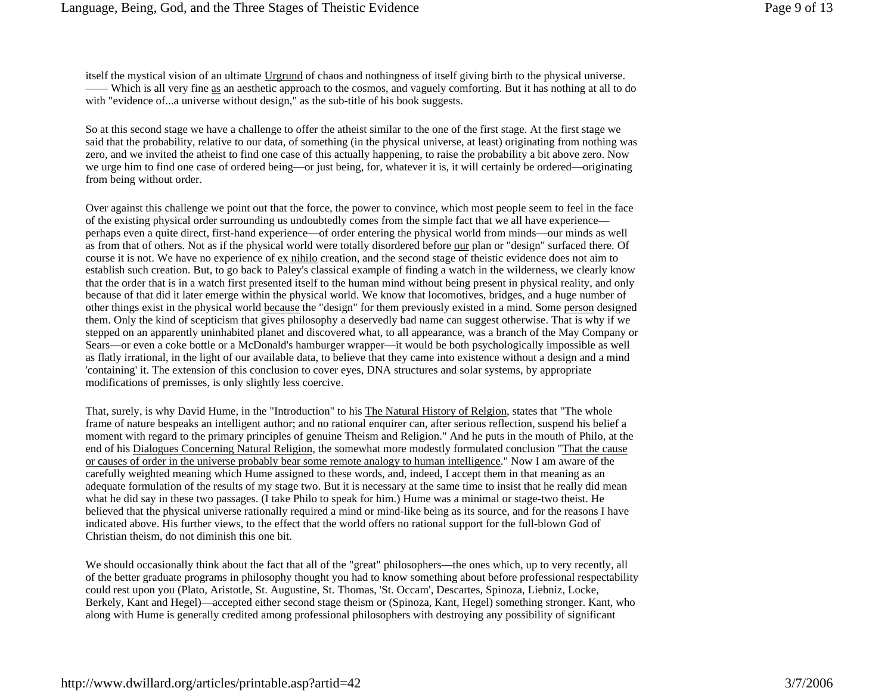itself the mystical vision of an ultimate Urgrund of chaos and nothingness of itself giving birth to the physical universe. —— Which is all very fine as an aesthetic approach to the cosmos, and vaguely comforting. But it has nothing at all to do with "evidence of...a universe without design," as the sub-title of his book suggests.

So at this second stage we have a challenge to offer the atheist similar to the one of the first stage. At the first stage we said that the probability, relative to our data, of something (in the physical universe, at least) originating from nothing was zero, and we invited the atheist to find one case of this actually happening, to raise the probability a bit above zero. Now we urge him to find one case of ordered being—or just being, for, whatever it is, it will certainly be ordered—originating from being without order.

Over against this challenge we point out that the force, the power to convince, which most people seem to feel in the face of the existing physical order surrounding us undoubtedly comes from the simple fact that we all have experience—perhaps even a quite direct, first-hand experience—of order entering the physical world from minds—our minds as well as from that of others. Not as if the physical world were totally disordered before our plan or "design" surfaced there. Of course it is not. We have no experience of ex nihilo creation, and the second stage of theistic evidence does not aim to establish such creation. But, to go back to Paley's classical example of finding a watch in the wilderness, we clearly know that the order that is in a watch first presented itself to the human mind without being present in physical reality, and only because of that did it later emerge within the physical world. We know that locomotives, bridges, and a huge number of other things exist in the physical world because the "design" for them previously existed in a mind. Some person designed them. Only the kind of scepticism that gives philosophy a deservedly bad name can suggest otherwise. That is why if we stepped on an apparently uninhabited planet and discovered what, to all appearance, was a branch of the May Company or Sears—or even a coke bottle or a McDonald's hamburger wrapper—it would be both psychologically impossible as well as flatly irrational, in the light of our available data, to believe that they came into existence without a design and a mind 'containing' it. The extension of this conclusion to cover eyes, DNA structures and solar systems, by appropriate modifications of premisses, is only slightly less coercive.

That, surely, is why David Hume, in the "Introduction" to his The Natural History of Relgion, states that "The whole frame of nature bespeaks an intelligent author; and no rational enquirer can, after serious reflection, suspend his belief a moment with regard to the primary principles of genuine Theism and Religion." And he puts in the mouth of Philo, at the end of his Dialogues Concerning Natural Religion, the somewhat more modestly formulated conclusion "That the cause or causes of order in the universe probably bear some remote analogy to human intelligence." Now I am aware of the carefully weighted meaning which Hume assigned to these words, and, indeed, I accept them in that meaning as an adequate formulation of the results of my stage two. But it is necessary at the same time to insist that he really did mean what he did say in these two passages. (I take Philo to speak for him.) Hume was a minimal or stage-two theist. He believed that the physical universe rationally required a mind or mind-like being as its source, and for the reasons I have indicated above. His further views, to the effect that the world offers no rational support for the full-blown God of Christian theism, do not diminish this one bit.

We should occasionally think about the fact that all of the "great" philosophers—the ones which, up to very recently, all of the better graduate programs in philosophy thought you had to know something about before professional respectability could rest upon you (Plato, Aristotle, St. Augustine, St. Thomas, 'St. Occam', Descartes, Spinoza, Liebniz, Locke, Berkely, Kant and Hegel)—accepted either second stage theism or (Spinoza, Kant, Hegel) something stronger. Kant, who along with Hume is generally credited among professional philosophers with destroying any possibility of significant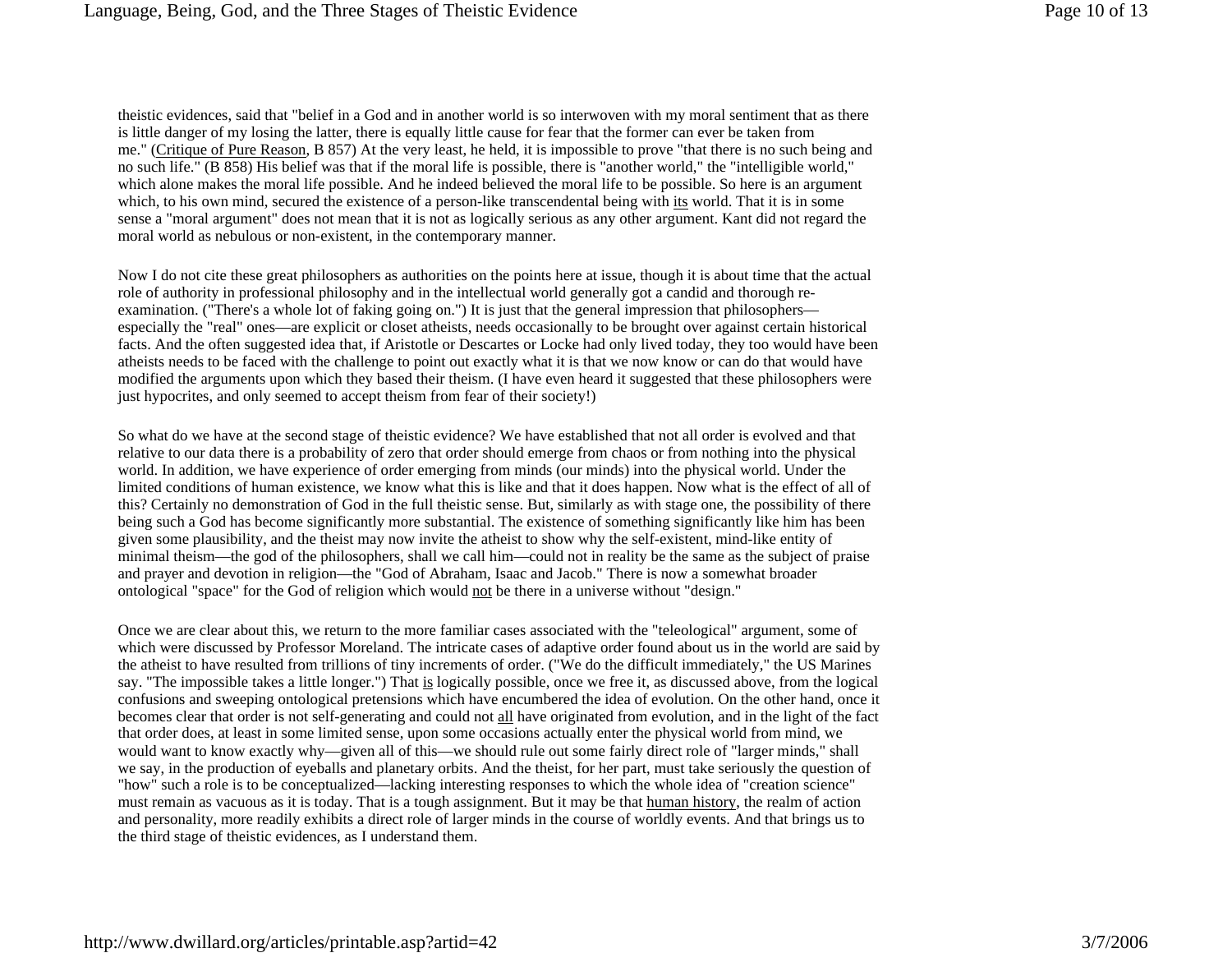theistic evidences, said that "belief in a God and in another world is so interwoven with my moral sentiment that as there is little danger of my losing the latter, there is equally little cause for fear that the former can ever be taken from me." (Critique of Pure Reason, B 857) At the very least, he held, it is impossible to prove "that there is no such being and no such life." (B 858) His belief was that if the moral life is possible, there is "another world," the "intelligible world," which alone makes the moral life possible. And he indeed believed the moral life to be possible. So here is an argument which, to his own mind, secured the existence of a person-like transcendental being with its world. That it is in some sense a "moral argument" does not mean that it is not as logically serious as any other argument. Kant did not regard the moral world as nebulous or non-existent, in the contemporary manner.

Now I do not cite these great philosophers as authorities on the points here at issue, though it is about time that the actual role of authority in professional philosophy and in the intellectual world generally got a candid and thorough re-examination. ("There's a whole lot of faking going on.") It is just that the general impression that philosophers—especially the "real" ones—are explicit or closet atheists, needs occasionally to be brought over against certain historical facts. And the often suggested idea that, if Aristotle or Descartes or Locke had only lived today, they too would have been atheists needs to be faced with the challenge to point out exactly what it is that we now know or can do that would have modified the arguments upon which they based their theism. (I have even heard it suggested that these philosophers were just hypocrites, and only seemed to accept theism from fear of their society!)

So what do we have at the second stage of theistic evidence? We have established that not all order is evolved and that relative to our data there is a probability of zero that order should emerge from chaos or from nothing into the physical world. In addition, we have experience of order emerging from minds (our minds) into the physical world. Under the limited conditions of human existence, we know what this is like and that it does happen. Now what is the effect of all of this? Certainly no demonstration of God in the full theistic sense. But, similarly as with stage one, the possibility of there being such a God has become significantly more substantial. The existence of something significantly like him has been given some plausibility, and the theist may now invite the atheist to show why the self-existent, mind-like entity of minimal theism—the god of the philosophers, shall we call him—could not in reality be the same as the subject of praise and prayer and devotion in religion—the "God of Abraham, Isaac and Jacob." There is now a somewhat broader ontological "space" for the God of religion which would not be there in a universe without "design."

Once we are clear about this, we return to the more familiar cases associated with the "teleological" argument, some of which were discussed by Professor Moreland. The intricate cases of adaptive order found about us in the world are said by the atheist to have resulted from trillions of tiny increments of order. ("We do the difficult immediately," the US Marines say. "The impossible takes a little longer.") That is logically possible, once we free it, as discussed above, from the logical confusions and sweeping ontological pretensions which have encumbered the idea of evolution. On the other hand, once it becomes clear that order is not self-generating and could not all have originated from evolution, and in the light of the fact that order does, at least in some limited sense, upon some occasions actually enter the physical world from mind, we would want to know exactly why—given all of this—we should rule out some fairly direct role of "larger minds," shall we say, in the production of eyeballs and planetary orbits. And the theist, for her part, must take seriously the question of "how" such a role is to be conceptualized—lacking interesting responses to which the whole idea of "creation science" must remain as vacuous as it is today. That is a tough assignment. But it may be that human history, the realm of action and personality, more readily exhibits a direct role of larger minds in the course of worldly events. And that brings us to the third stage of theistic evidences, as I understand them.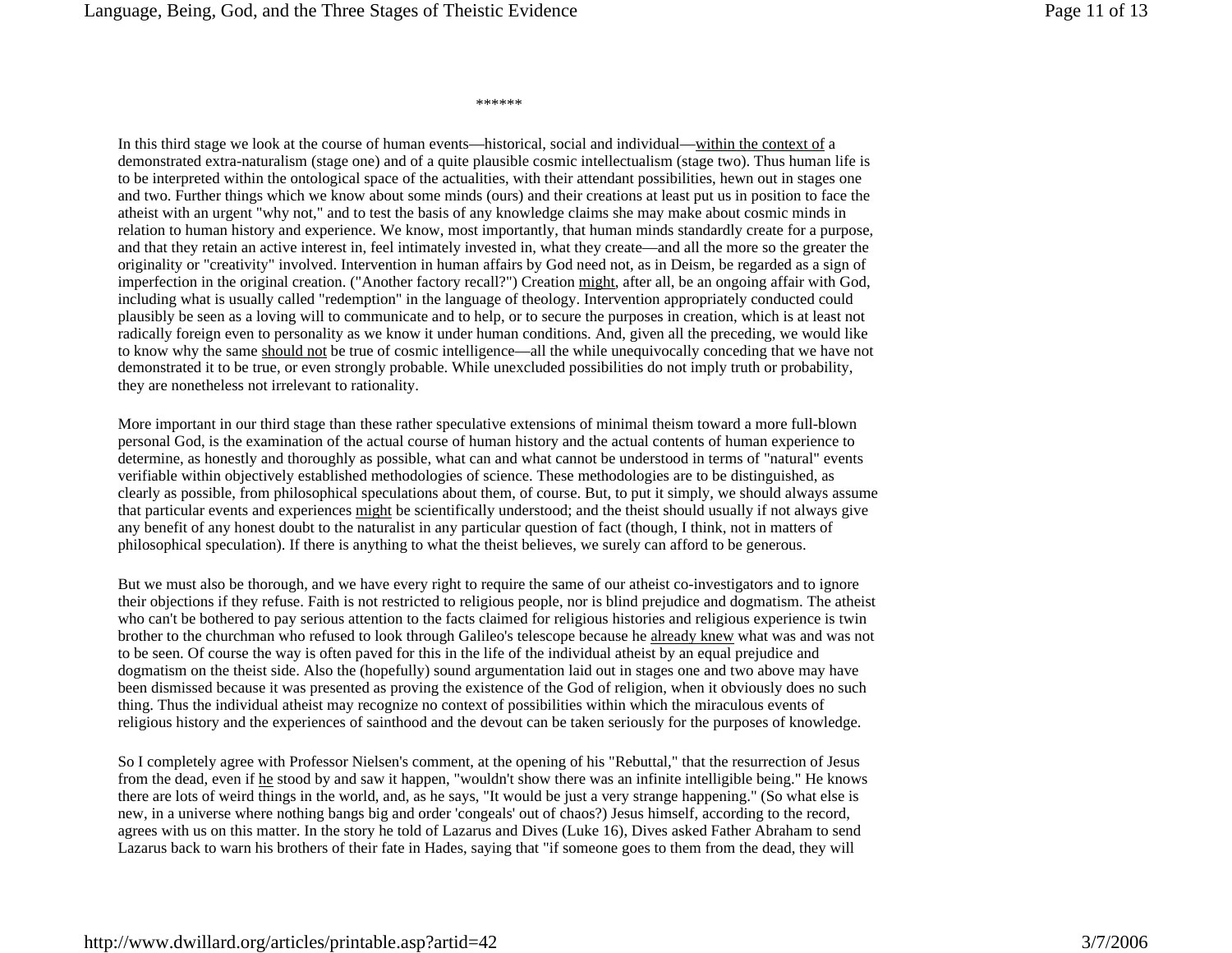\*\*\*\*\*\*

In this third stage we look at the course of human events—historical, social and individual—<u>within the context of</u> a demonstrated extra-naturalism (stage one) and of a quite plausible cosmic intellectualism (stage two). Thus human life is to be interpreted within the ontological space of the actualities, with their attendant possibilities, hewn out in stages one and two. Further things which we know about some minds (ours) and their creations at least put us in position to face the atheist with an urgent "why not," and to test the basis of any knowledge claims she may make about cosmic minds in relation to human history and experience. We know, most importantly, that human minds standardly create for a purpose, and that they retain an active interest in, feel intimately invested in, what they create—and all the more so the greater the originality or "creativity" involved. Intervention in human affairs by God need not, as in Deism, be regarded as a sign of imperfection in the original creation. ("Another factory recall?") Creation <u>might</u>, after all, be an ongoing affair with God, including what is usually called "redemption" in the language of theology. Intervention appropriately conducted could plausibly be seen as a loving will to communicate and to help, or to secure the purposes in creation, which is at least not radically foreign even to personality as we know it under human conditions. And, given all the preceding, we would like to know why the same <u>should not</u> be true of cosmic intelligence—all the while unequivocally conceding that we have not demonstrated it to be true, or even strongly probable. While unexcluded possibilities do not imply truth or probability, they are nonetheless not irrelevant to rationality.

More important in our third stage than these rather speculative extensions of minimal theism toward a more full-blown personal God, is the examination of the actual course of human history and the actual contents of human experience to determine, as honestly and thoroughly as possible, what can and what cannot be understood in terms of "natural" events verifiable within objectively established methodologies of science. These methodologies are to be distinguished, as clearly as possible, from philosophical speculations about them, of course. But, to put it simply, we should always assume that particular events and experiences <u>might</u> be scientifically understood; and the theist should usually if not always give any benefit of any honest doubt to the naturalist in any particular question of fact (though, I think, not in matters of philosophical speculation). If there is anything to what the theist believes, we surely can afford to be generous.

But we must also be thorough, and we have every right to require the same of our atheist co-investigators and to ignore their objections if they refuse. Faith is not restricted to religious people, nor is blind prejudice and dogmatism. The atheist who can't be bothered to pay serious attention to the facts claimed for religious histories and religious experience is twin brother to the churchman who refused to look through Galileo's telescope because he <u>already knew</u> what was and was not to be seen. Of course the way is often paved for this in the life of the individual atheist by an equal prejudice and dogmatism on the theist side. Also the (hopefully) sound argumentation laid out in stages one and two above may have been dismissed because it was presented as proving the existence of the God of religion, when it obviously does no such thing. Thus the individual atheist may recognize no context of possibilities within which the miraculous events of religious history and the experiences of sainthood and the devout can be taken seriously for the purposes of knowledge.

So I completely agree with Professor Nielsen's comment, at the opening of his "Rebuttal," that the resurrection of Jesus from the dead, even if <u>he</u> stood by and saw it happen, "wouldn't show there was an infinite intelligible being." He knows there are lots of weird things in the world, and, as he says, "It would be just a very strange happening." (So what else is new, in a universe where nothing bangs big and order 'congeals' out of chaos?) Jesus himself, according to the record, agrees with us on this matter. In the story he told of Lazarus and Dives (Luke 16), Dives asked Father Abraham to send Lazarus back to warn his brothers of their fate in Hades, saying that "if someone goes to them from the dead, they will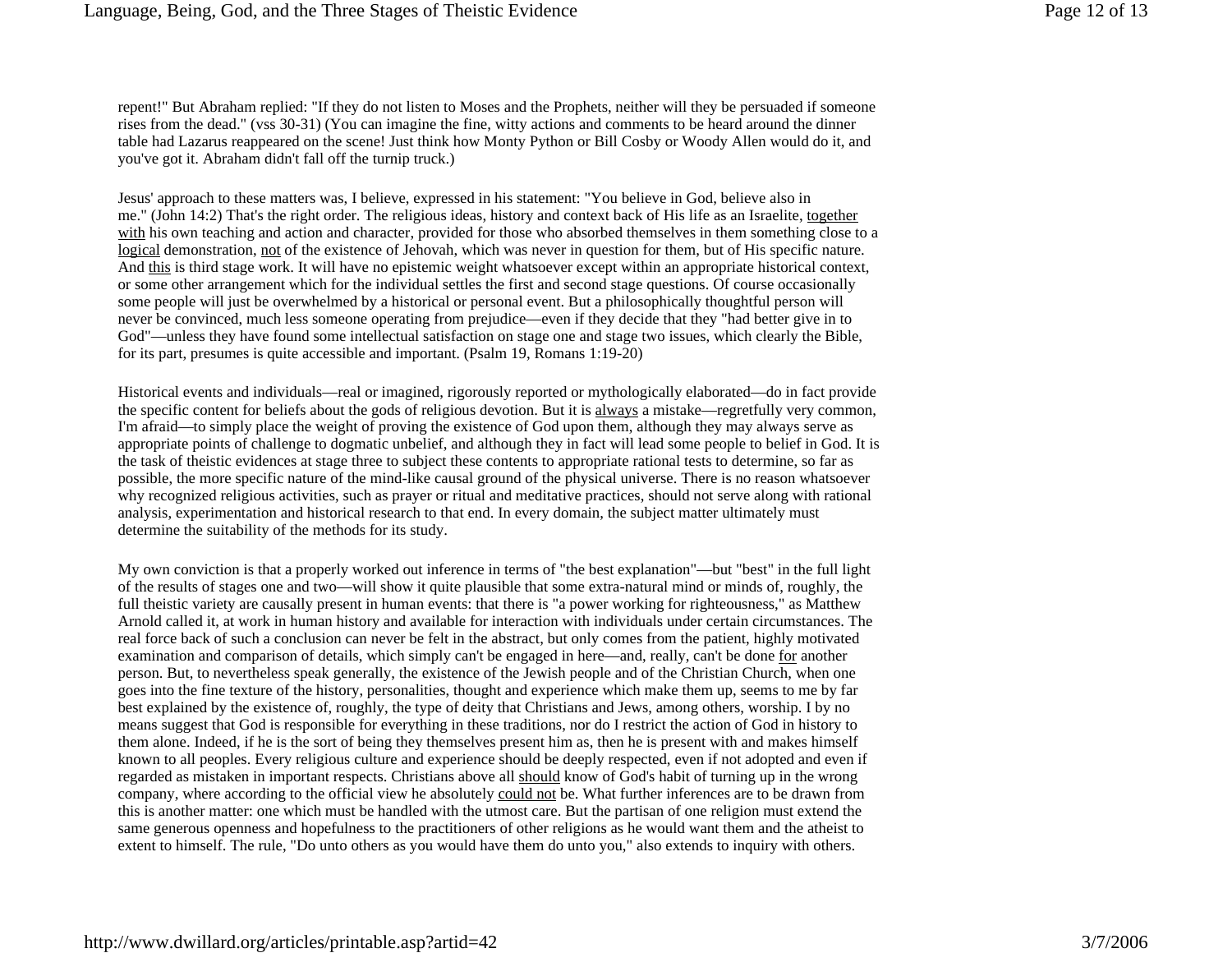repent!" But Abraham replied: "If they do not listen to Moses and the Prophets, neither will they be persuaded if someone rises from the dead." (vss 30-31) (You can imagine the fine, witty actions and comments to be heard around the dinner table had Lazarus reappeared on the scene! Just think how Monty Python or Bill Cosby or Woody Allen would do it, and you've got it. Abraham didn't fall off the turnip truck.)

Jesus' approach to these matters was, I believe, expressed in his statement: "You believe in God, believe also in me." (John 14:2) That's the right order. The religious ideas, history and context back of His life as an Israelite, <u>together with</u> his own teaching and action and character, provided for those who absorbed themselves in them something close to a <u>logical</u> demonstration, <u>not</u> of the existence of Jehovah, which was never in question for them, but of His specific nature. And <u>this</u> is third stage work. It will have no epistemic weight whatsoever except within an appropriate historical context, or some other arrangement which for the individual settles the first and second stage questions. Of course occasionally some people will just be overwhelmed by a historical or personal event. But a philosophically thoughtful person will never be convinced, much less someone operating from prejudice—even if they decide that they "had better give in to God"—unless they have found some intellectual satisfaction on stage one and stage two issues, which clearly the Bible, for its part, presumes is quite accessible and important. (Psalm 19, Romans 1:19-20)

Historical events and individuals—real or imagined, rigorously reported or mythologically elaborated—do in fact provide the specific content for beliefs about the gods of religious devotion. But it is <u>always</u> a mistake—regretfully very common, I'm afraid—to simply place the weight of proving the existence of God upon them, although they may always serve as appropriate points of challenge to dogmatic unbelief, and although they in fact will lead some people to belief in God. It is the task of theistic evidences at stage three to subject these contents to appropriate rational tests to determine, so far as possible, the more specific nature of the mind-like causal ground of the physical universe. There is no reason whatsoever why recognized religious activities, such as prayer or ritual and meditative practices, should not serve along with rational analysis, experimentation and historical research to that end. In every domain, the subject matter ultimately must determine the suitability of the methods for its study.

My own conviction is that a properly worked out inference in terms of "the best explanation"—but "best" in the full light of the results of stages one and two—will show it quite plausible that some extra-natural mind or minds of, roughly, the full theistic variety are causally present in human events: that there is "a power working for righteousness," as Matthew Arnold called it, at work in human history and available for interaction with individuals under certain circumstances. The real force back of such a conclusion can never be felt in the abstract, but only comes from the patient, highly motivated examination and comparison of details, which simply can't be engaged in here—and, really, can't be done <u>for</u> another person. But, to nevertheless speak generally, the existence of the Jewish people and of the Christian Church, when one goes into the fine texture of the history, personalities, thought and experience which make them up, seems to me by far best explained by the existence of, roughly, the type of deity that Christians and Jews, among others, worship. I by no means suggest that God is responsible for everything in these traditions, nor do I restrict the action of God in history to them alone. Indeed, if he is the sort of being they themselves present him as, then he is present with and makes himself known to all peoples. Every religious culture and experience should be deeply respected, even if not adopted and even if regarded as mistaken in important respects. Christians above all <u>should</u> know of God's habit of turning up in the wrong company, where according to the official view he absolutely <u>could not</u> be. What further inferences are to be drawn from this is another matter: one which must be handled with the utmost care. But the partisan of one religion must extend the same generous openness and hopefulness to the practitioners of other religions as he would want them and the atheist to extent to himself. The rule, "Do unto others as you would have them do unto you," also extends to inquiry with others.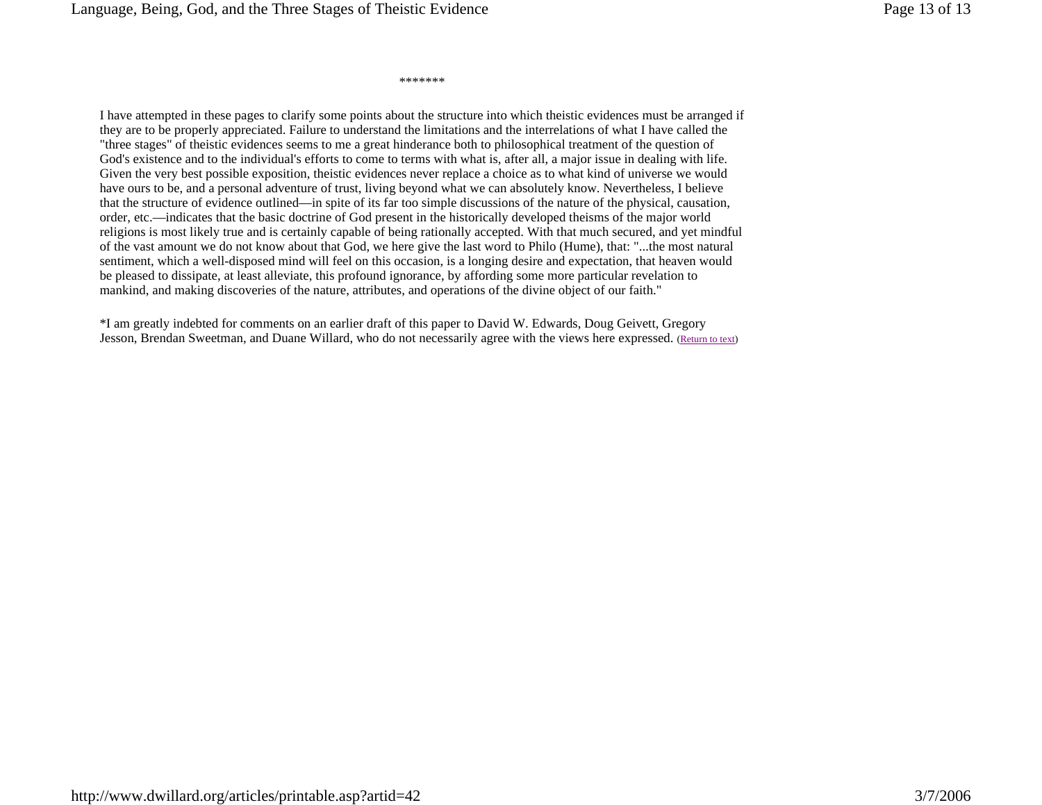\*\*\*\*\*\*\*

I have attempted in these pages to clarify some points about the structure into which theistic evidences must be arranged if they are to be properly appreciated. Failure to understand the limitations and the interrelations of what I have called the "three stages" of theistic evidences seems to me a great hinderance both to philosophical treatment of the question of God's existence and to the individual's efforts to come to terms with what is, after all, a major issue in dealing with life. Given the very best possible exposition, theistic evidences never replace a choice as to what kind of universe we would have ours to be, and a personal adventure of trust, living beyond what we can absolutely know. Nevertheless, I believe that the structure of evidence outlined—in spite of its far too simple discussions of the nature of the physical, causation, order, etc.—indicates that the basic doctrine of God present in the historically developed theisms of the major world religions is most likely true and is certainly capable of being rationally accepted. With that much secured, and yet mindful of the vast amount we do not know about that God, we here give the last word to Philo (Hume), that: "...the most natural sentiment, which a well-disposed mind will feel on this occasion, is a longing desire and expectation, that heaven would be pleased to dissipate, at least alleviate, this profound ignorance, by affording some more particular revelation to mankind, and making discoveries of the nature, attributes, and operations of the divine object of our faith."

*I am greatly indebted for comments on an earlier draft of this paper to David W. Edwards, Doug Geivett, Gregory Jesson, Brendan Sweetman, and Duane Willard, who do not necessarily agree with the views here expressed. (Return to text)